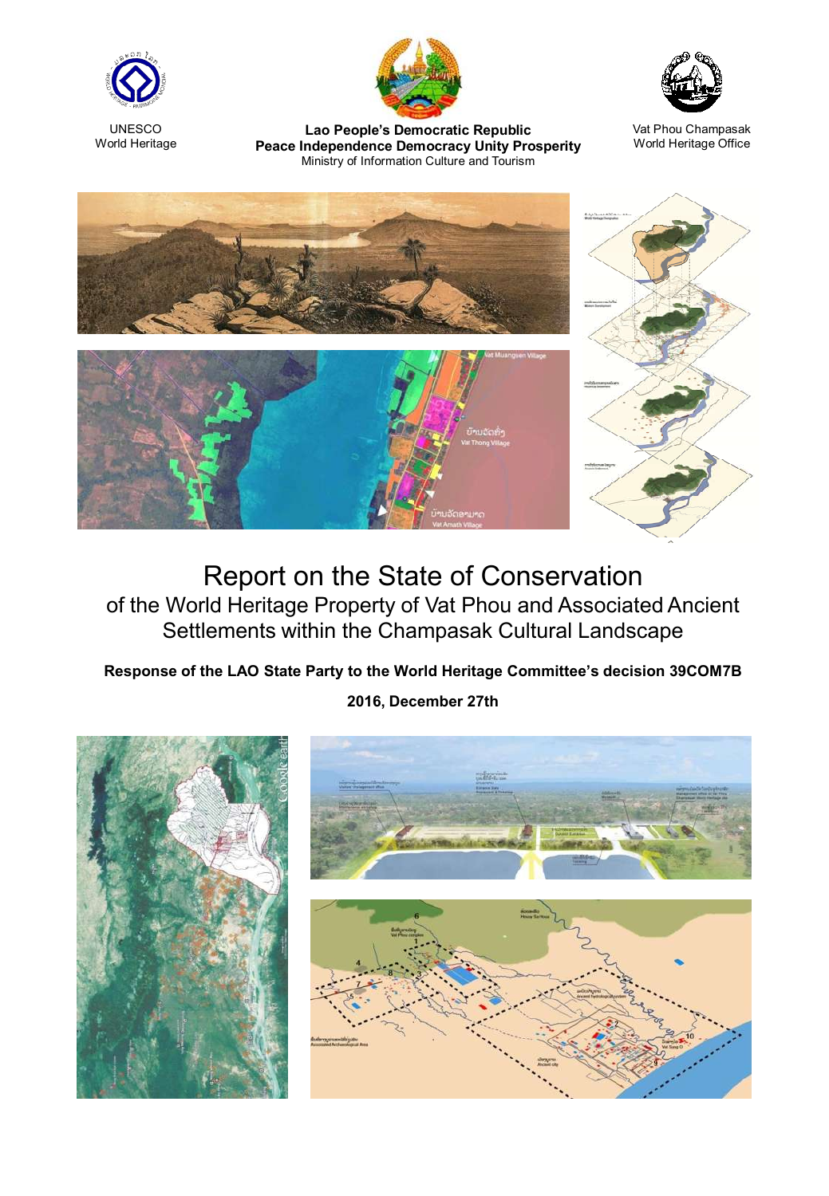UNESCO
World Heritage

**Lao People's Democratic Republic**
**Peace Independence Democracy Unity Prosperity**
Ministry of Information Culture and Tourism

Vat Phou Champasak
World Heritage Office

# Report on the State of Conservation

## of the World Heritage Property of Vat Phou and Associated Ancient Settlements within the Champasak Cultural Landscape

**Response of the LAO State Party to the World Heritage Committee's decision 39COM7B**

**2016, December 27th**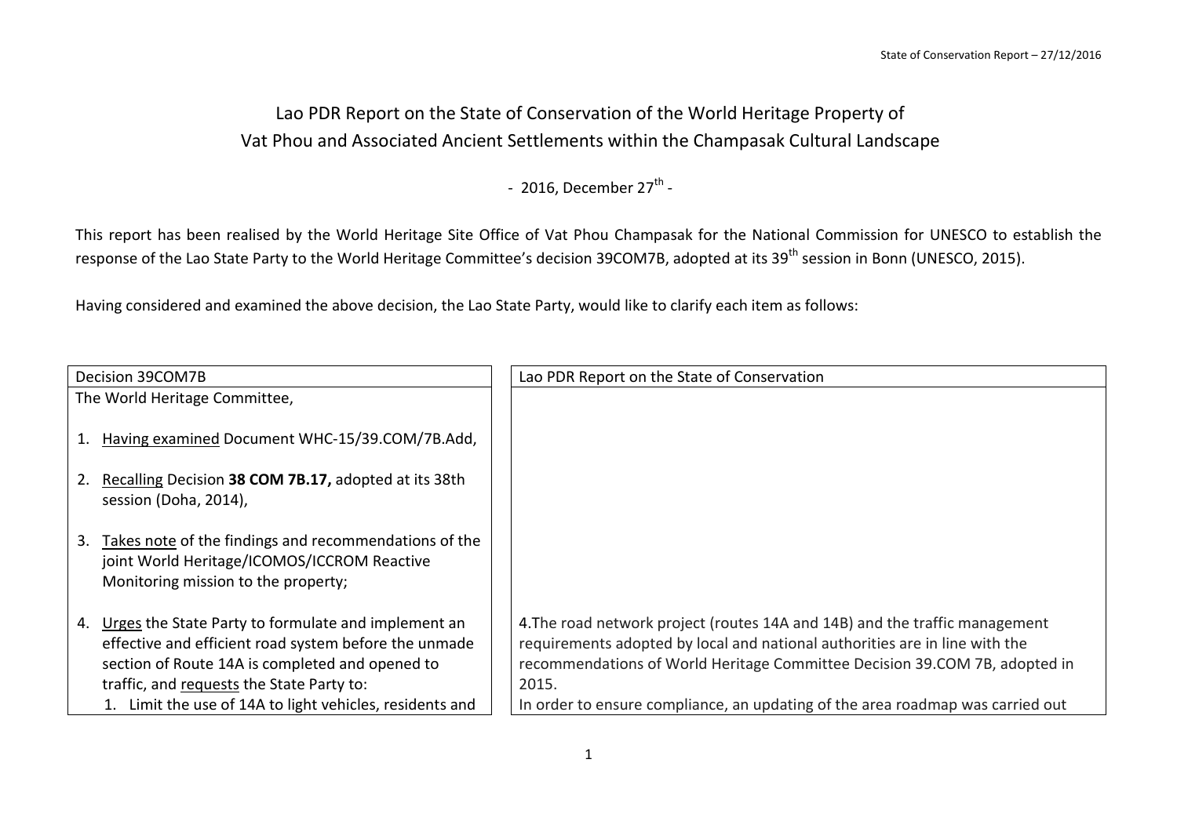# Lao PDR Report on the State of Conservation of the World Heritage Property of Vat Phou and Associated Ancient Settlements within the Champasak Cultural Landscape

- 2016, December 27th -

This report has been realised by the World Heritage Site Office of Vat Phou Champasak for the National Commission for UNESCO to establish the response of the Lao State Party to the World Heritage Committee's decision 39COM7B, adopted at its 39th session in Bonn (UNESCO, 2015).

Having considered and examined the above decision, the Lao State Party, would like to clarify each item as follows:

| Decision 39COM7B | Lao PDR Report on the State of Conservation |
|---|---|
| The World Heritage Committee, | |
| 1. Having examined Document WHC-15/39.COM/7B.Add, | |
| 2. Recalling Decision **38 COM 7B.17,** adopted at its 38th session (Doha, 2014), | |
| 3. Takes note of the findings and recommendations of the joint World Heritage/ICOMOS/ICCROM Reactive Monitoring mission to the property; | |
| 4. Urges the State Party to formulate and implement an effective and efficient road system before the unmade section of Route 14A is completed and opened to traffic, and requests the State Party to:<br>1. Limit the use of 14A to light vehicles, residents and | 4.The road network project (routes 14A and 14B) and the traffic management requirements adopted by local and national authorities are in line with the recommendations of World Heritage Committee Decision 39.COM 7B, adopted in 2015.<br>In order to ensure compliance, an updating of the area roadmap was carried out |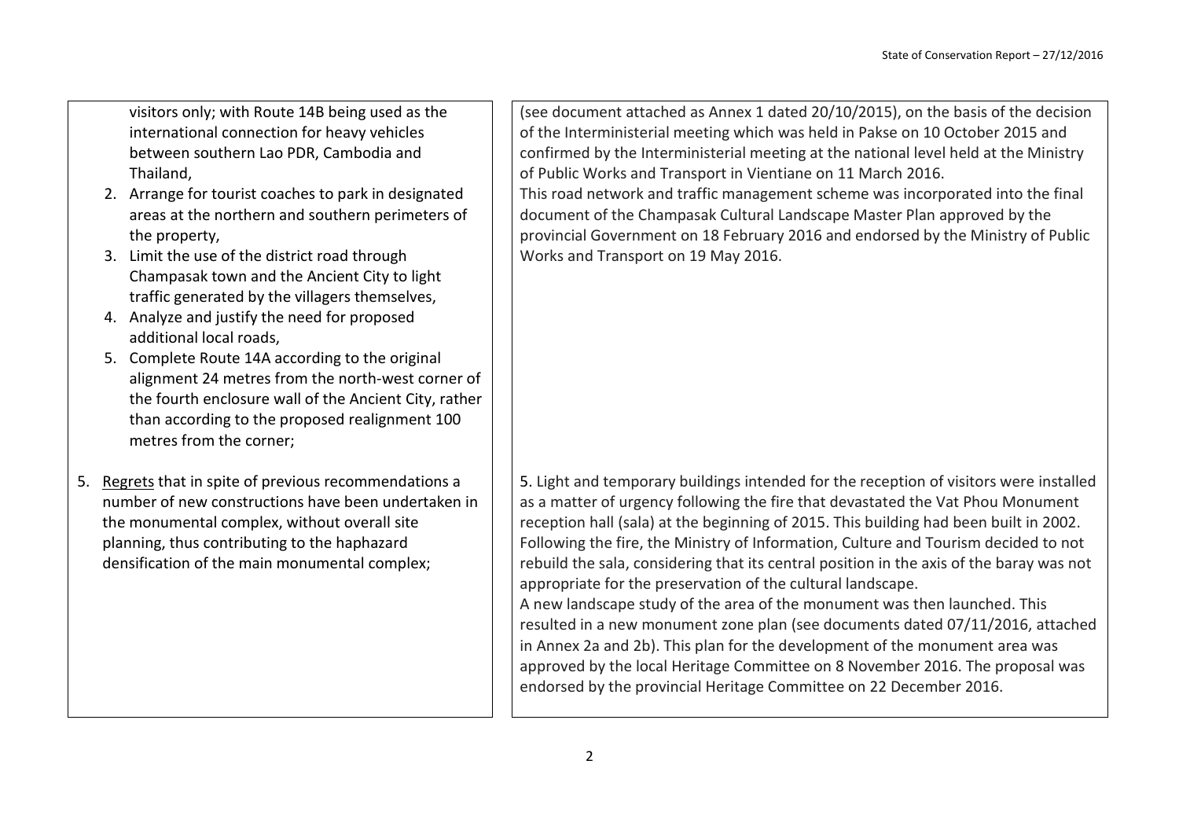| | |
|---|---|
| visitors only; with Route 14B being used as the international connection for heavy vehicles between southern Lao PDR, Cambodia and Thailand,<br>2. Arrange for tourist coaches to park in designated areas at the northern and southern perimeters of the property,<br>3. Limit the use of the district road through Champasak town and the Ancient City to light traffic generated by the villagers themselves,<br>4. Analyze and justify the need for proposed additional local roads,<br>5. Complete Route 14A according to the original alignment 24 metres from the north-west corner of the fourth enclosure wall of the Ancient City, rather than according to the proposed realignment 100 metres from the corner; | (see document attached as Annex 1 dated 20/10/2015), on the basis of the decision of the Interministerial meeting which was held in Pakse on 10 October 2015 and confirmed by the Interministerial meeting at the national level held at the Ministry of Public Works and Transport in Vientiane on 11 March 2016.<br>This road network and traffic management scheme was incorporated into the final document of the Champasak Cultural Landscape Master Plan approved by the provincial Government on 18 February 2016 and endorsed by the Ministry of Public Works and Transport on 19 May 2016. |
| 5. <u>Regrets</u> that in spite of previous recommendations a number of new constructions have been undertaken in the monumental complex, without overall site planning, thus contributing to the haphazard densification of the main monumental complex; | 5. Light and temporary buildings intended for the reception of visitors were installed as a matter of urgency following the fire that devastated the Vat Phou Monument reception hall (sala) at the beginning of 2015. This building had been built in 2002. Following the fire, the Ministry of Information, Culture and Tourism decided to not rebuild the sala, considering that its central position in the axis of the baray was not appropriate for the preservation of the cultural landscape.<br>A new landscape study of the area of the monument was then launched. This resulted in a new monument zone plan (see documents dated 07/11/2016, attached in Annex 2a and 2b). This plan for the development of the monument area was approved by the local Heritage Committee on 8 November 2016. The proposal was endorsed by the provincial Heritage Committee on 22 December 2016. |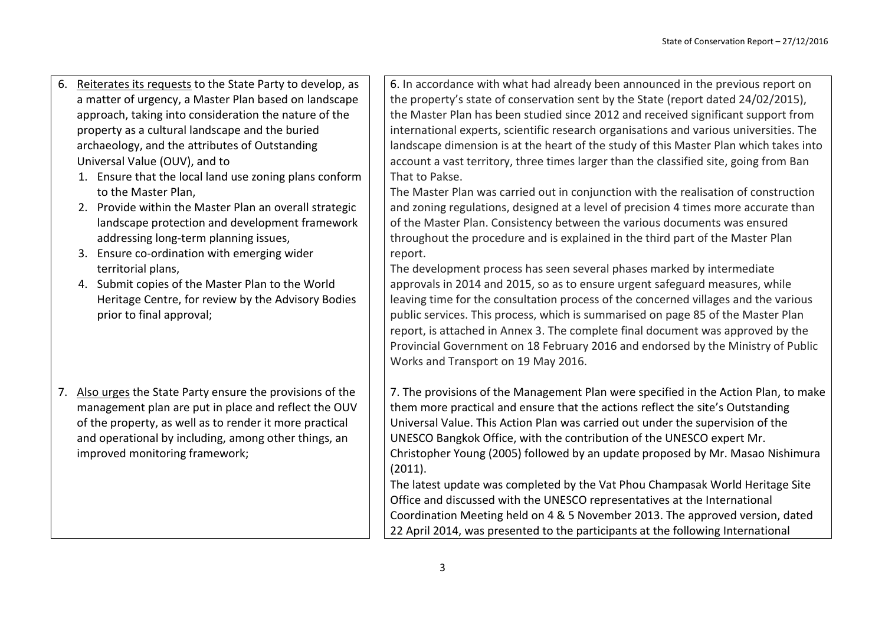| | |
|---|---|
| 6. Reiterates its requests to the State Party to develop, as a matter of urgency, a Master Plan based on landscape approach, taking into consideration the nature of the property as a cultural landscape and the buried archaeology, and the attributes of Outstanding Universal Value (OUV), and to<br>1. Ensure that the local land use zoning plans conform to the Master Plan,<br>2. Provide within the Master Plan an overall strategic landscape protection and development framework addressing long-term planning issues,<br>3. Ensure co-ordination with emerging wider territorial plans,<br>4. Submit copies of the Master Plan to the World Heritage Centre, for review by the Advisory Bodies prior to final approval; | 6. In accordance with what had already been announced in the previous report on the property's state of conservation sent by the State (report dated 24/02/2015), the Master Plan has been studied since 2012 and received significant support from international experts, scientific research organisations and various universities. The landscape dimension is at the heart of the study of this Master Plan which takes into account a vast territory, three times larger than the classified site, going from Ban That to Pakse.<br>The Master Plan was carried out in conjunction with the realisation of construction and zoning regulations, designed at a level of precision 4 times more accurate than of the Master Plan. Consistency between the various documents was ensured throughout the procedure and is explained in the third part of the Master Plan report.<br>The development process has seen several phases marked by intermediate approvals in 2014 and 2015, so as to ensure urgent safeguard measures, while leaving time for the consultation process of the concerned villages and the various public services. This process, which is summarised on page 85 of the Master Plan report, is attached in Annex 3. The complete final document was approved by the Provincial Government on 18 February 2016 and endorsed by the Ministry of Public Works and Transport on 19 May 2016. |
| 7. Also urges the State Party ensure the provisions of the management plan are put in place and reflect the OUV of the property, as well as to render it more practical and operational by including, among other things, an improved monitoring framework; | 7. The provisions of the Management Plan were specified in the Action Plan, to make them more practical and ensure that the actions reflect the site's Outstanding Universal Value. This Action Plan was carried out under the supervision of the UNESCO Bangkok Office, with the contribution of the UNESCO expert Mr. Christopher Young (2005) followed by an update proposed by Mr. Masao Nishimura (2011).<br>The latest update was completed by the Vat Phou Champasak World Heritage Site Office and discussed with the UNESCO representatives at the International Coordination Meeting held on 4 & 5 November 2013. The approved version, dated 22 April 2014, was presented to the participants at the following International |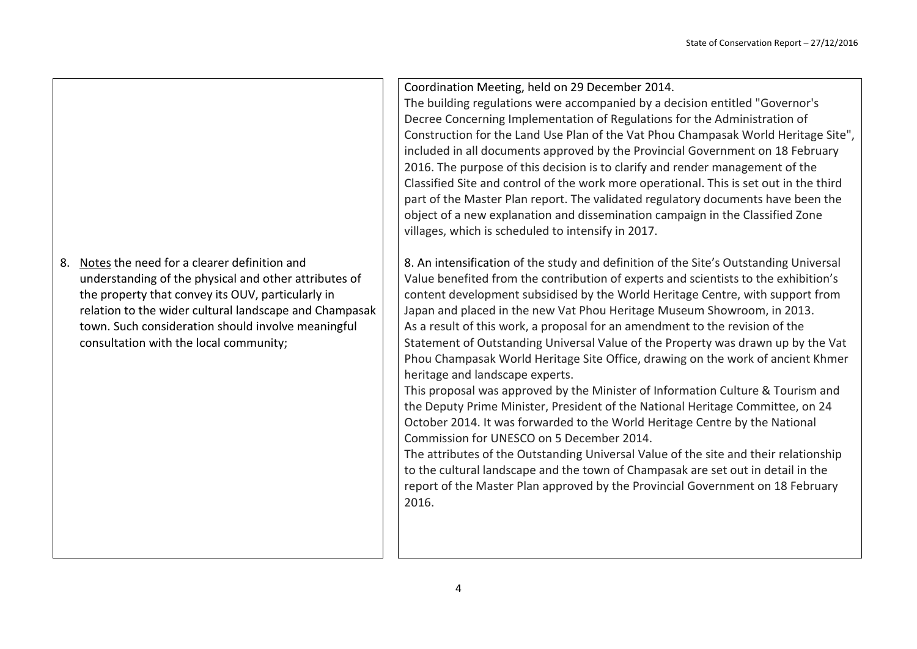| | |
|---|---|
| | Coordination Meeting, held on 29 December 2014.<br>The building regulations were accompanied by a decision entitled "Governor's Decree Concerning Implementation of Regulations for the Administration of Construction for the Land Use Plan of the Vat Phou Champasak World Heritage Site", included in all documents approved by the Provincial Government on 18 February 2016. The purpose of this decision is to clarify and render management of the Classified Site and control of the work more operational. This is set out in the third part of the Master Plan report. The validated regulatory documents have been the object of a new explanation and dissemination campaign in the Classified Zone villages, which is scheduled to intensify in 2017. |
| 8. <u>Notes</u> the need for a clearer definition and understanding of the physical and other attributes of the property that convey its OUV, particularly in relation to the wider cultural landscape and Champasak town. Such consideration should involve meaningful consultation with the local community; | 8. An intensification of the study and definition of the Site's Outstanding Universal Value benefited from the contribution of experts and scientists to the exhibition's content development subsidised by the World Heritage Centre, with support from Japan and placed in the new Vat Phou Heritage Museum Showroom, in 2013.<br>As a result of this work, a proposal for an amendment to the revision of the Statement of Outstanding Universal Value of the Property was drawn up by the Vat Phou Champasak World Heritage Site Office, drawing on the work of ancient Khmer heritage and landscape experts.<br>This proposal was approved by the Minister of Information Culture & Tourism and the Deputy Prime Minister, President of the National Heritage Committee, on 24 October 2014. It was forwarded to the World Heritage Centre by the National Commission for UNESCO on 5 December 2014.<br>The attributes of the Outstanding Universal Value of the site and their relationship to the cultural landscape and the town of Champasak are set out in detail in the report of the Master Plan approved by the Provincial Government on 18 February 2016. |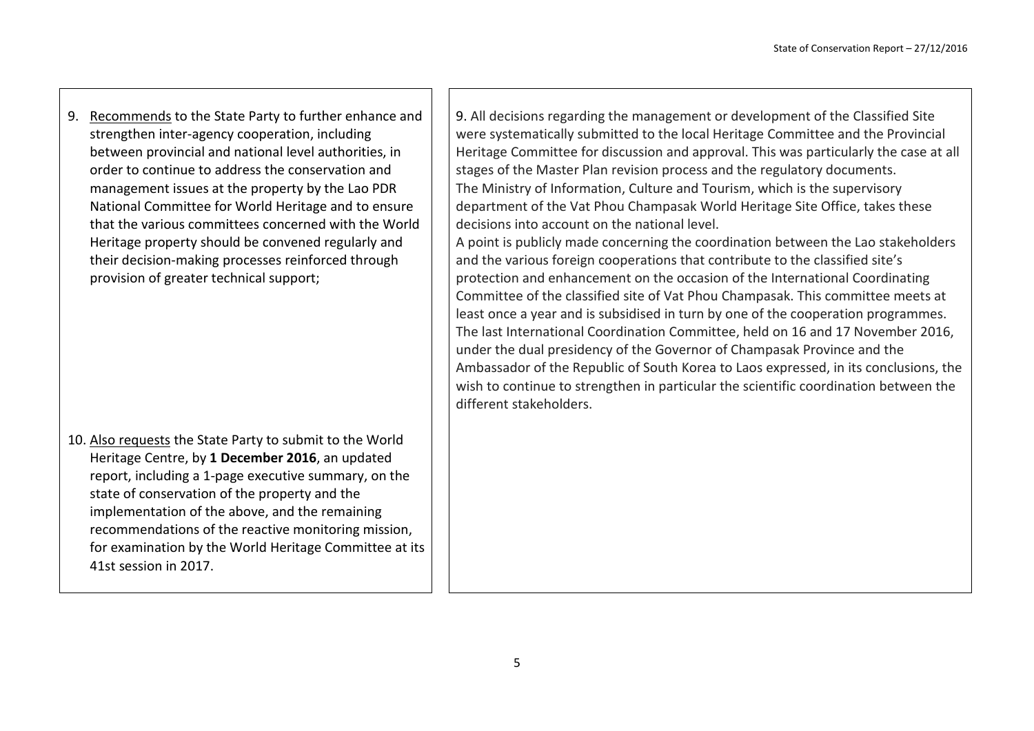| | |
|---|---|
| 9. Recommends to the State Party to further enhance and strengthen inter-agency cooperation, including between provincial and national level authorities, in order to continue to address the conservation and management issues at the property by the Lao PDR National Committee for World Heritage and to ensure that the various committees concerned with the World Heritage property should be convened regularly and their decision-making processes reinforced through provision of greater technical support; | 9. All decisions regarding the management or development of the Classified Site were systematically submitted to the local Heritage Committee and the Provincial Heritage Committee for discussion and approval. This was particularly the case at all stages of the Master Plan revision process and the regulatory documents.<br>The Ministry of Information, Culture and Tourism, which is the supervisory department of the Vat Phou Champasak World Heritage Site Office, takes these decisions into account on the national level.<br>A point is publicly made concerning the coordination between the Lao stakeholders and the various foreign cooperations that contribute to the classified site's protection and enhancement on the occasion of the International Coordinating Committee of the classified site of Vat Phou Champasak. This committee meets at least once a year and is subsidised in turn by one of the cooperation programmes. The last International Coordination Committee, held on 16 and 17 November 2016, under the dual presidency of the Governor of Champasak Province and the Ambassador of the Republic of South Korea to Laos expressed, in its conclusions, the wish to continue to strengthen in particular the scientific coordination between the different stakeholders. |
| 10. Also requests the State Party to submit to the World Heritage Centre, by **1 December 2016**, an updated report, including a 1-page executive summary, on the state of conservation of the property and the implementation of the above, and the remaining recommendations of the reactive monitoring mission, for examination by the World Heritage Committee at its 41st session in 2017. | |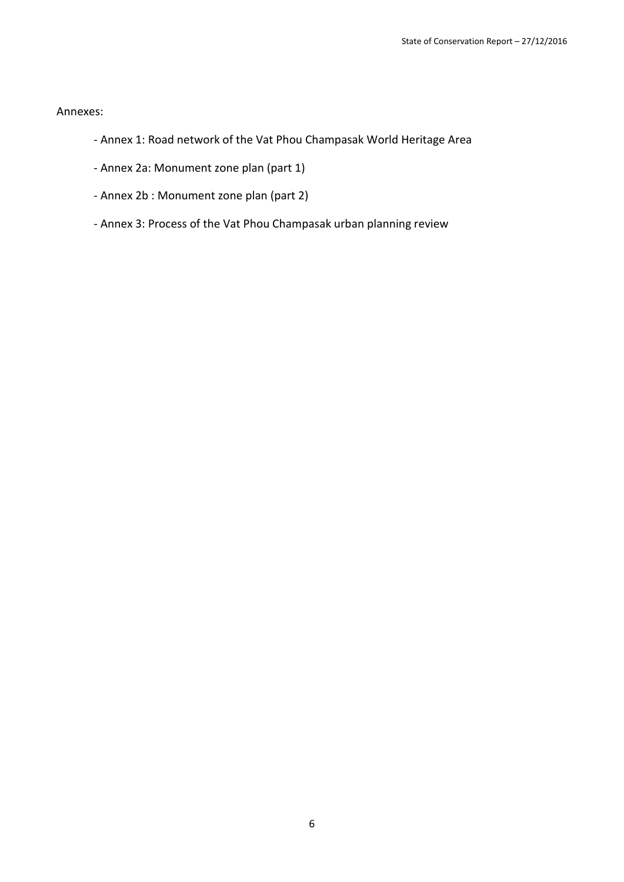Annexes:

- Annex 1: Road network of the Vat Phou Champasak World Heritage Area
- Annex 2a: Monument zone plan (part 1)
- Annex 2b : Monument zone plan (part 2)
- Annex 3: Process of the Vat Phou Champasak urban planning review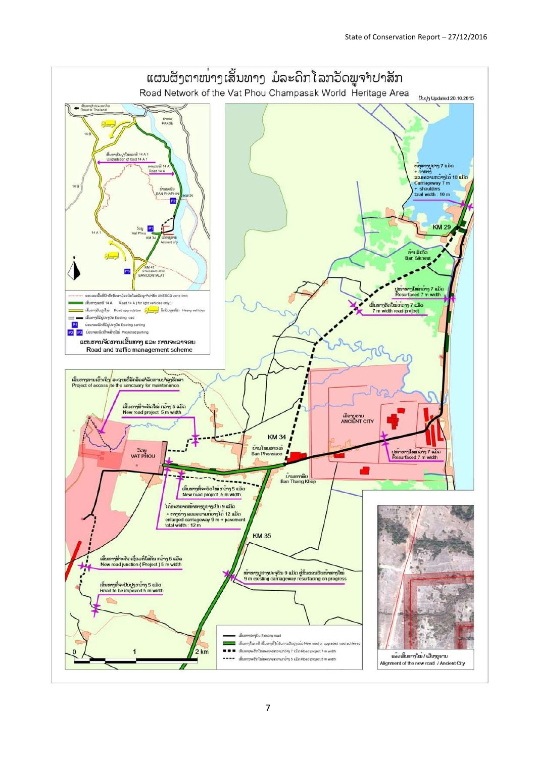# ແຜນຜັງຕາໜ່າງເສັ້ນທາງ ມໍລະດົກໂລກວັດພູຈຳປາສັກ

## Road Network of the Vat Phou Champasak World Heritage Area

ປັບປຸງ Updated 20.10.2015

**Inset map:** Road and traffic management scheme

- Road to Thailand
- PAKSE
- Upgradation of road 14 A 1
- Road 14 A
- BAN PHAPHIN
- KM 25
- Vat Phou
- KM 34
- Ancient city
- KM 41
- BAN DONTALAT

Legend:

- UNESCO zone limit
- Road 14 A (for light vehicles only)
- Road upgradation
- Heavy vehicles
- Existing road
- P1 Existing parking
- P2 P3 Projected parking

**Main map labels:**

- Carriageway 7 m + shoulders total width : 10 m
- KM 29
- Ban Sikheut
- Resurfaced 7 m width
- 7 m width road project
- Project of access to the sanctuary for maintenance
- New road project 5 m width
- ANCIENT CITY
- KM 34
- Ban Phonsaoo
- VAT PHOU
- Resurfaced 7 m width
- Ban Thang Khop
- New road project 5 m width
- enlarged carriageway 9 m + pavement total width : 12 m
- KM 35
- New road junction ( Project ) 5 m width
- 9 m existing carriageway resurfacing on progress
- Road to be impoved 5 m width

Legend:

- Existing road
- New road or upgraded road achieved
- Road project 7 m width
- Road project 5 m width

Scale: 0 – 1 – 2 km

Alignment of the new road / Ancient City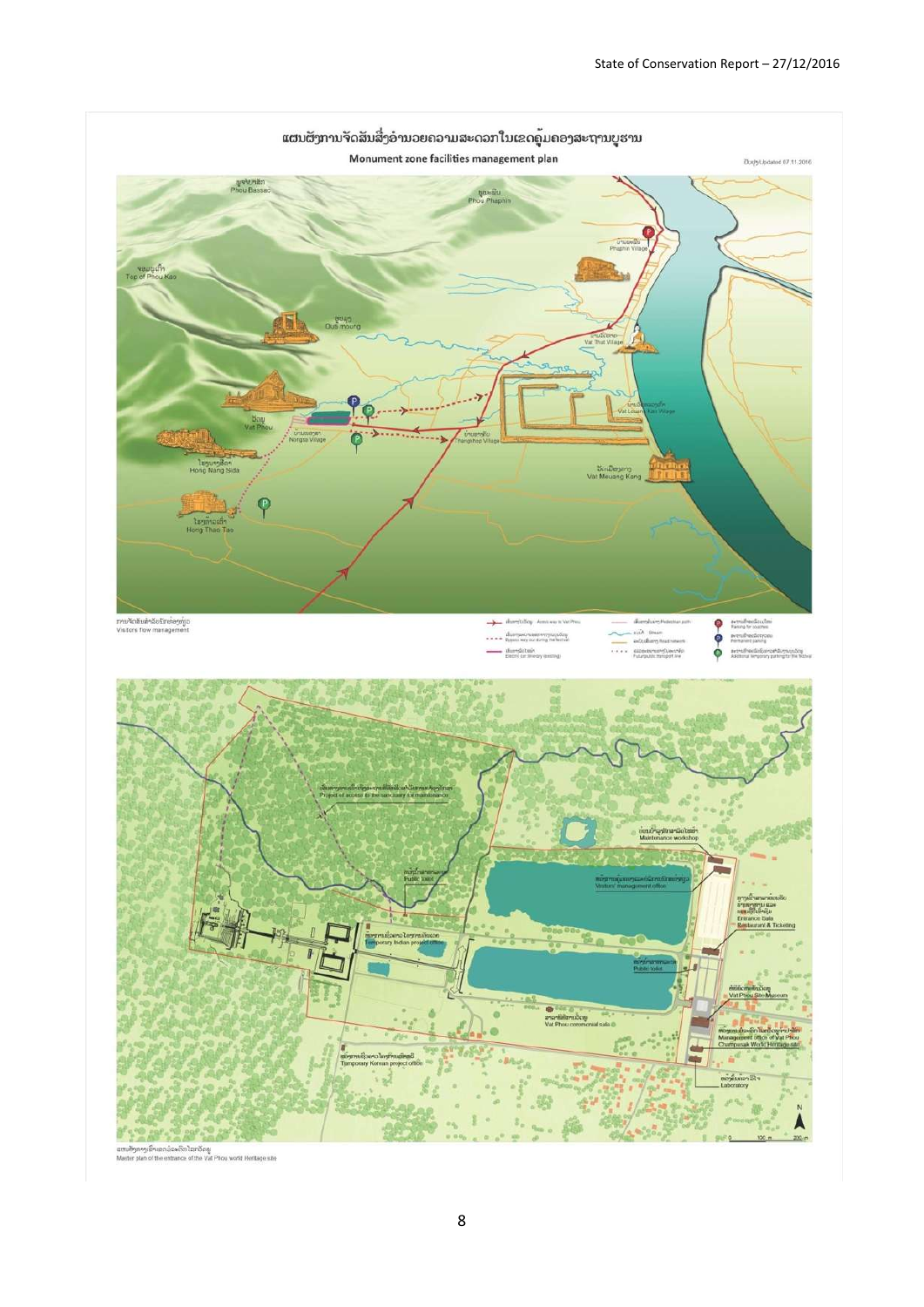ແຜນຜັງການຈັດສັນສິ່ງອຳນວຍຄວາມສະດວກໃນເຂດຄຸ້ມຄອງສະຖານບູຮານ

**Monument zone facilities management plan**

ປັບປຸງ Updated 07.11.2016

ການຈັດສັນສັນຈອນນັກທ່ອງທ່ຽວ
Visitors flow management

ແຜນຜັງທາງເຂົ້າເຂດມໍລະດົກໂລກວັດພູ
Master plan of the entrance of the Vat Phou world Heritage site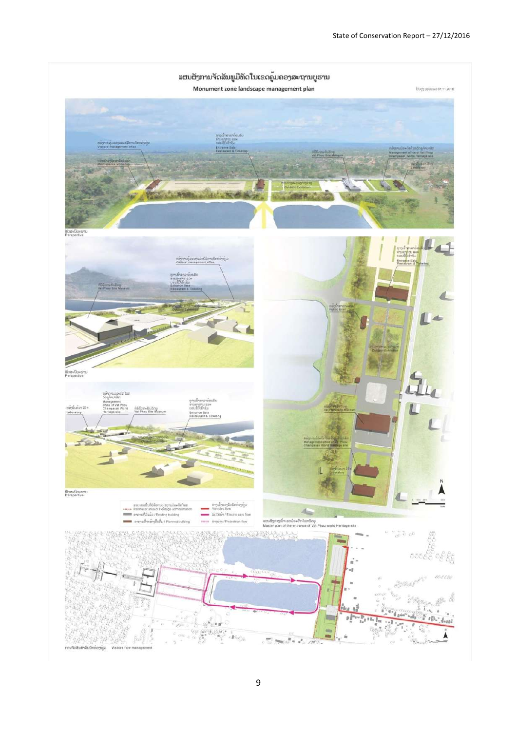# ແຜນຜັງການຈັດສັນພູມີທັດໃນເຂດຄຸ້ມຄອງສະຖານບູຮານ

**Monument zone landscape management plan**

ປັບປຸງ Updated 07.11.2016

ອາຄານຕ້ອນຮັບ ຂາຍປີ້ ແລະ ຮ້ານອາຫານ
Entrance Sala
Restaurant & Ticketing

ຫ້ອງການຄຸ້ມຄອງແລະບໍລິການນັກທ່ອງທ່ຽວ
Visitors' management office

ໂຮງສ້ອມແປງ
Maintenance workshop

ຫໍພິພິທະພັນວັດພູ
Vat Phou Site Museum

ຫ້ອງການຄຸ້ມຄອງມໍລະດົກໂລກວັດພູຈຳປາສັກ
Management office of Vat Phou Champasak World Heritage site

ຫ້ອງທົດລອງ
Laboratory

ສະຖານທີ່ວາງສະແດງກາງແຈ້ງ
Outdoor Exhibition

ຮູບທັດສະນີຍະພາບ
Perspective

ຫ້ອງນ້ຳສາທາລະນະ
Public toilet

ຮູບທັດສະນີຍະພາບ
Perspective

ຮູບທັດສະນີຍະພາບ
Perspective

ຂອບເຂດເນື້ອທີ່ບໍລິຫານມໍລະດົກໂລກ / Perimeter area of Heritage administration
ອາຄານທີ່ມີແລ້ວ / Existing building
ອາຄານທີ່ຈະສ້າງຂຶ້ນໃໝ່ / Planned building
ທາງສັນຈອນຂອງຍານພາຫະນະ / Vehicles flow
ລົດໄຟຟ້າ / Electric cars flow
ທາງຍ່າງ / Pedestrian flow

ແຜນຜັງທາງເຂົ້າເຂດມໍລະດົກໂລກວັດພູ
Master plan of the entrance of Vat Phou world Heritage site

ການຈັດສັນສັນຈອນນັກທ່ອງທ່ຽວ Visitors flow management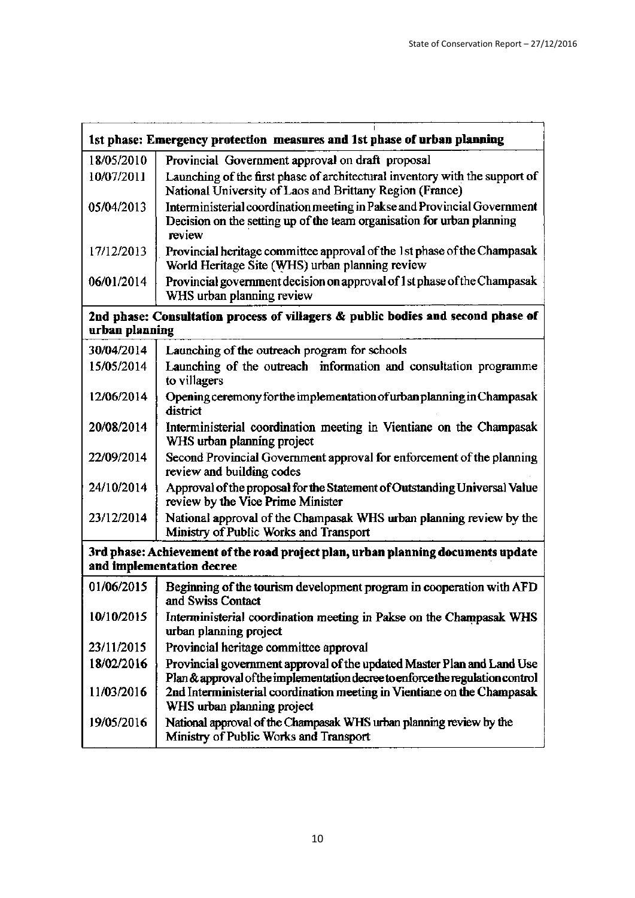| | |
|---|---|
| **1st phase: Emergency protection measures and 1st phase of urban planning** | |
| 18/05/2010 | Provincial Government approval on draft proposal |
| 10/07/2011 | Launching of the first phase of architectural inventory with the support of National University of Laos and Brittany Region (France) |
| 05/04/2013 | Interministerial coordination meeting in Pakse and Provincial Government Decision on the setting up of the team organisation for urban planning review |
| 17/12/2013 | Provincial heritage committee approval of the 1st phase of the Champasak World Heritage Site (WHS) urban planning review |
| 06/01/2014 | Provincial government decision on approval of 1st phase of the Champasak WHS urban planning review |
| **2nd phase: Consultation process of villagers & public bodies and second phase of urban planning** | |
| 30/04/2014 | Launching of the outreach program for schools |
| 15/05/2014 | Launching of the outreach information and consultation programme to villagers |
| 12/06/2014 | Opening ceremony for the implementation of urban planning in Champasak district |
| 20/08/2014 | Interministerial coordination meeting in Vientiane on the Champasak WHS urban planning project |
| 22/09/2014 | Second Provincial Government approval for enforcement of the planning review and building codes |
| 24/10/2014 | Approval of the proposal for the Statement of Outstanding Universal Value review by the Vice Prime Minister |
| 23/12/2014 | National approval of the Champasak WHS urban planning review by the Ministry of Public Works and Transport |
| **3rd phase: Achievement of the road project plan, urban planning documents update and implementation decree** | |
| 01/06/2015 | Beginning of the tourism development program in cooperation with AFD and Swiss Contact |
| 10/10/2015 | Interministerial coordination meeting in Pakse on the Champasak WHS urban planning project |
| 23/11/2015 | Provincial heritage committee approval |
| 18/02/2016 | Provincial government approval of the updated Master Plan and Land Use Plan & approval of the implementation decree to enforce the regulation control |
| 11/03/2016 | 2nd Interministerial coordination meeting in Vientiane on the Champasak WHS urban planning project |
| 19/05/2016 | National approval of the Champasak WHS urban planning review by the Ministry of Public Works and Transport |